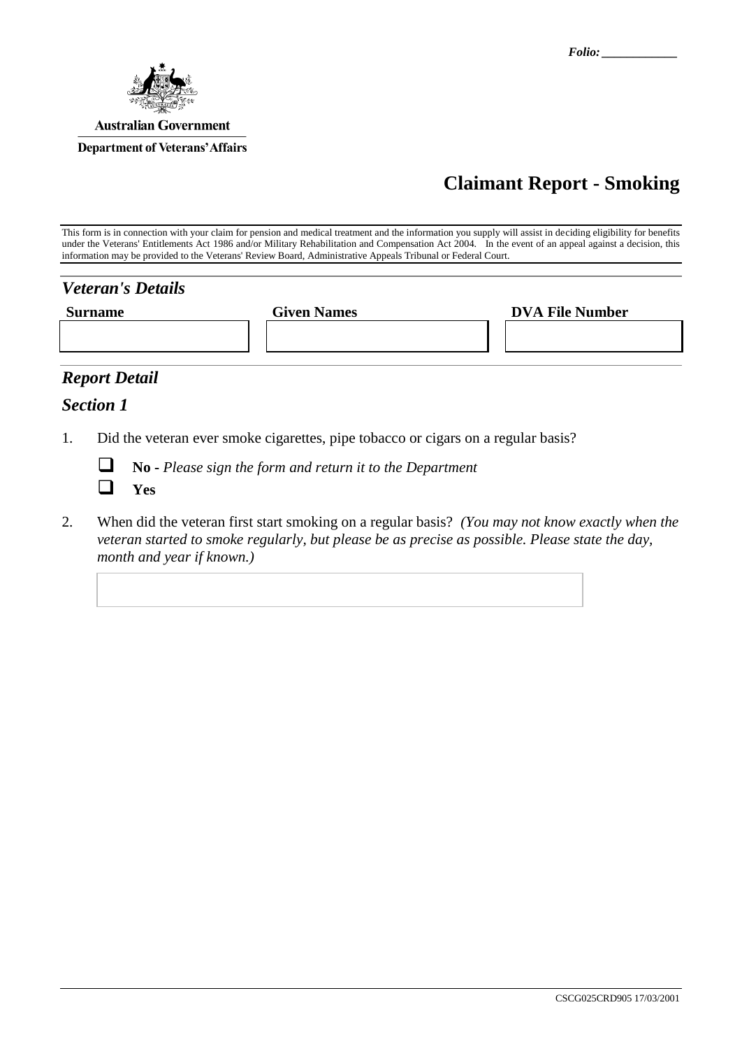*Folio:* ____________

Australian Government

Department of Veterans' Affairs

# Claimant Report - Smoking

This form is in connection with your claim for pension and medical treatment and the information you supply will assist in deciding eligibility for benefits under the Veterans' Entitlements Act 1986 and/or Military Rehabilitation and Compensation Act 2004. In the event of an appeal against a decision, this information may be provided to the Veterans' Review Board, Administrative Appeals Tribunal or Federal Court.

## *Veteran's Details*

| Surname | Given Names | DVA File Number |
|---|---|---|
| | | |

## *Report Detail*

### *Section 1*

1. Did the veteran ever smoke cigarettes, pipe tobacco or cigars on a regular basis?

   - ☐ **No** - *Please sign the form and return it to the Department*
   - ☐ **Yes**

2. When did the veteran first start smoking on a regular basis? *(You may not know exactly when the veteran started to smoke regularly, but please be as precise as possible. Please state the day, month and year if known.)*

   ______________________________

CSCG025CRD905 17/03/2001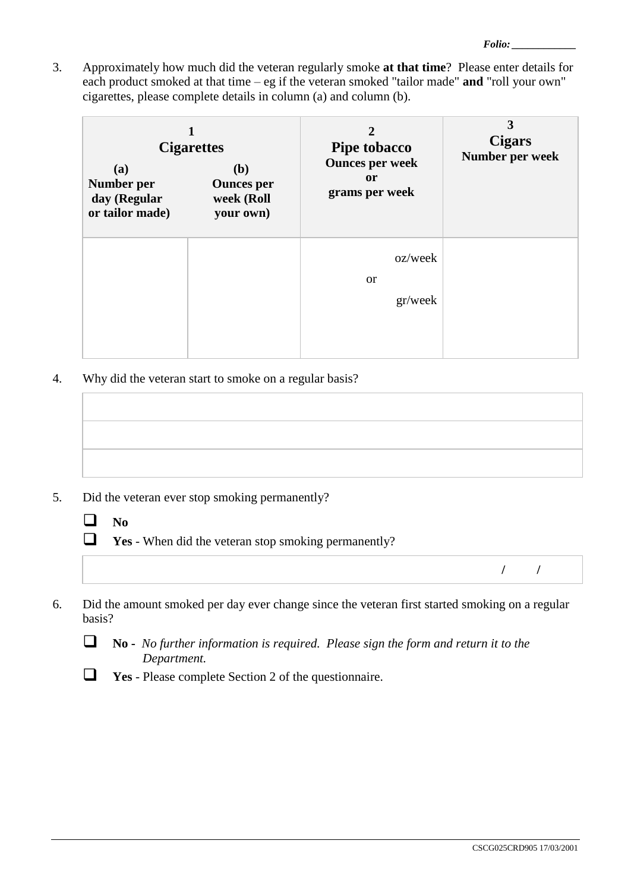Folio: ___________

3. Approximately how much did the veteran regularly smoke **at that time**? Please enter details for each product smoked at that time – eg if the veteran smoked "tailor made" **and** "roll your own" cigarettes, please complete details in column (a) and column (b).

| **1 Cigarettes** | | **2 Pipe tobacco** Ounces per week or grams per week | **3 Cigars** Number per week |
|---|---|---|---|
| **(a)** Number per day (Regular or tailor made) | **(b)** Ounces per week (Roll your own) | | |
| | | oz/week or gr/week | |

4. Why did the veteran start to smoke on a regular basis?

| |
|---|
| |
| |
| |

5. Did the veteran ever stop smoking permanently?

- ❑ **No**
- ❑ **Yes** - When did the veteran stop smoking permanently?

| / / |
|---|

6. Did the amount smoked per day ever change since the veteran first started smoking on a regular basis?

- ❑ **No** - *No further information is required. Please sign the form and return it to the Department.*
- ❑ **Yes** - Please complete Section 2 of the questionnaire.

CSCG025CRD905 17/03/2001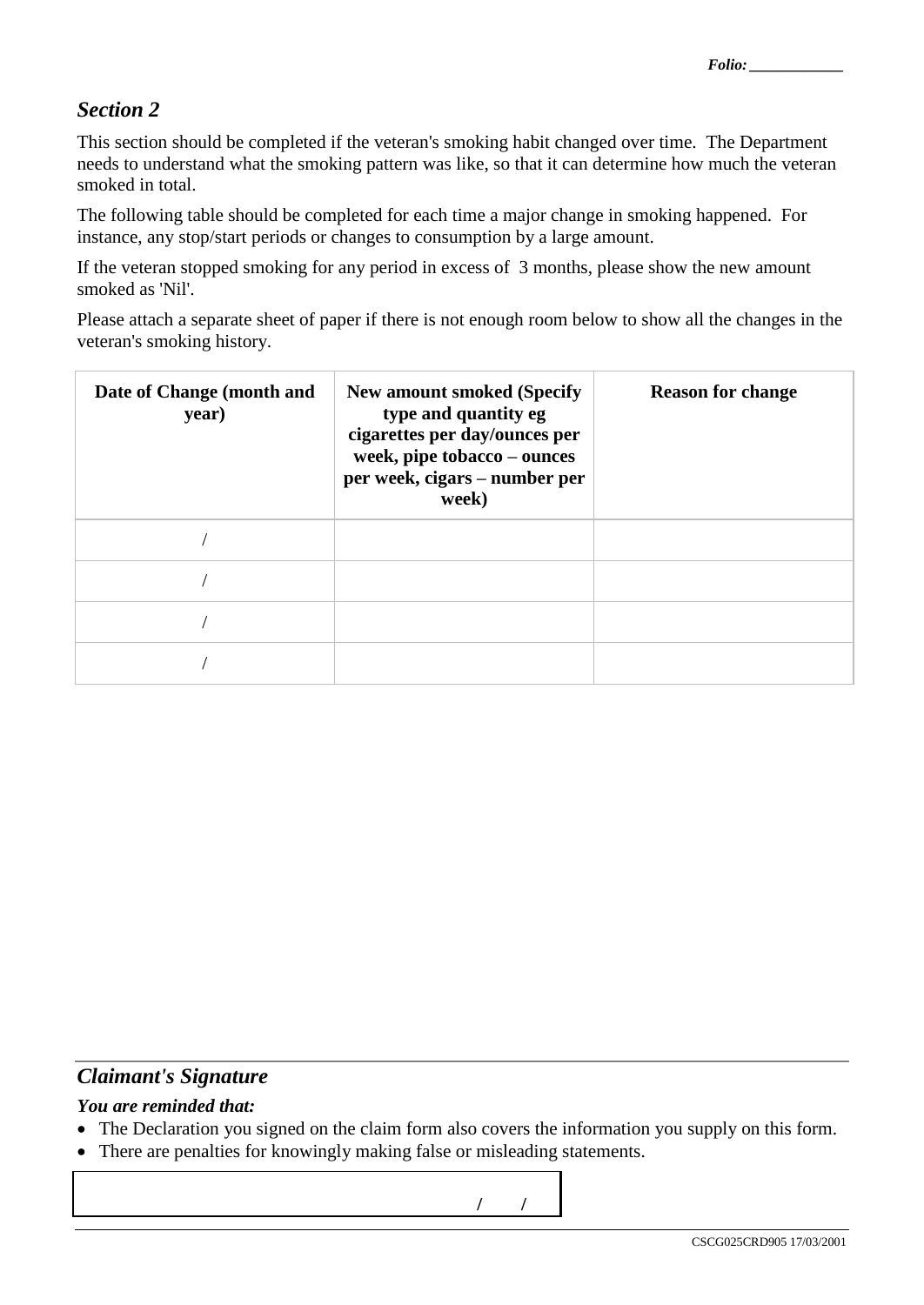Folio: ____________

## *Section 2*

This section should be completed if the veteran's smoking habit changed over time. The Department needs to understand what the smoking pattern was like, so that it can determine how much the veteran smoked in total.

The following table should be completed for each time a major change in smoking happened. For instance, any stop/start periods or changes to consumption by a large amount.

If the veteran stopped smoking for any period in excess of 3 months, please show the new amount smoked as 'Nil'.

Please attach a separate sheet of paper if there is not enough room below to show all the changes in the veteran's smoking history.

| Date of Change (month and year) | New amount smoked (Specify type and quantity eg cigarettes per day/ounces per week, pipe tobacco – ounces per week, cigars – number per week) | Reason for change |
|---|---|---|
| / | | |
| / | | |
| / | | |
| / | | |

## *Claimant's Signature*

***You are reminded that:***

- The Declaration you signed on the claim form also covers the information you supply on this form.
- There are penalties for knowingly making false or misleading statements.

| | |
|---|---|
| | / / |

CSCG025CRD905 17/03/2001